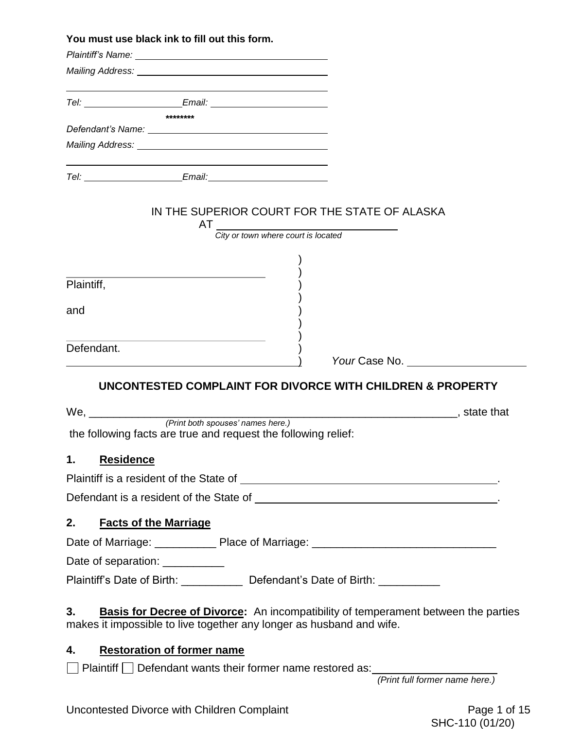**You must use black ink to fill out this form.**

*Plaintiff's Name:* ____________________________________

*Mailing Address:* ____________________________________

____________________________________

*Tel:* __________________ *Email:* ______________________

********

*Defendant's Name:* ____________________________________

*Mailing Address:* ____________________________________

____________________________________

*Tel:* __________________ *Email:* ______________________

IN THE SUPERIOR COURT FOR THE STATE OF ALASKA

AT ______________________________

*City or town where court is located*

| | |
|---|---|
| ______________________________ Plaintiff, | ) |
| and | ) |
| ______________________________ Defendant. | ) *Your* Case No. ____________________ |

**UNCONTESTED COMPLAINT FOR DIVORCE WITH CHILDREN & PROPERTY**

We, ______________________________________________________________, state that
*(Print both spouses' names here.)*
the following facts are true and request the following relief:

**1. Residence**

Plaintiff is a resident of the State of ______________________________________.

Defendant is a resident of the State of ______________________________________.

**2. Facts of the Marriage**

Date of Marriage: __________ Place of Marriage: ______________________________

Date of separation: __________

Plaintiff's Date of Birth: __________ Defendant's Date of Birth: __________

**3. Basis for Decree of Divorce:** An incompatibility of temperament between the parties makes it impossible to live together any longer as husband and wife.

**4. Restoration of former name**

☐ Plaintiff ☐ Defendant wants their former name restored as: ____________________
*(Print full former name here.)*

SHC-110 (01/20)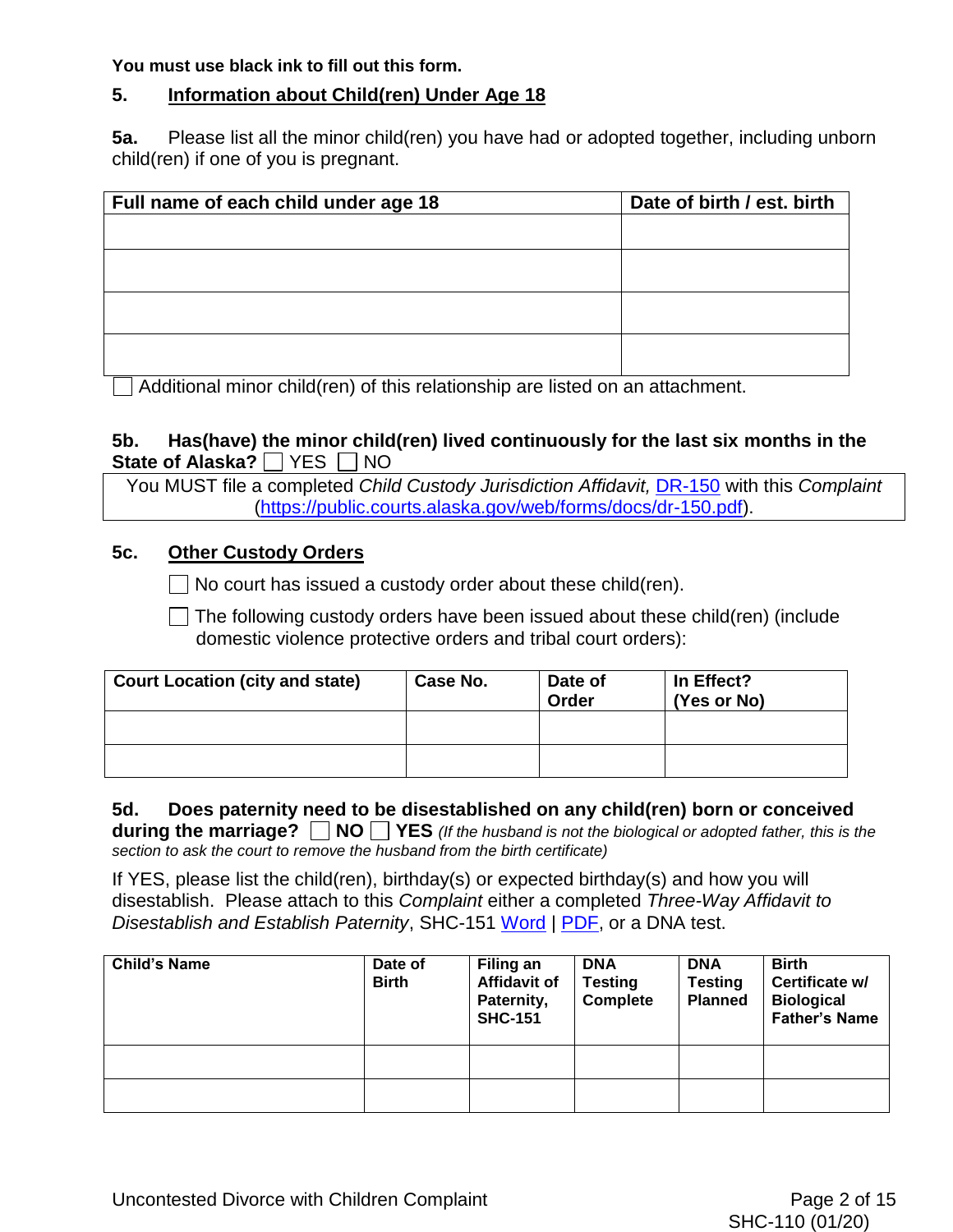**You must use black ink to fill out this form.**

## 5. Information about Child(ren) Under Age 18

**5a.** Please list all the minor child(ren) you have had or adopted together, including unborn child(ren) if one of you is pregnant.

| Full name of each child under age 18 | Date of birth / est. birth |
|---|---|
| | |
| | |
| | |
| | |

☐ Additional minor child(ren) of this relationship are listed on an attachment.

**5b. Has(have) the minor child(ren) lived continuously for the last six months in the State of Alaska?** ☐ YES ☐ NO

You MUST file a completed *Child Custody Jurisdiction Affidavit,* DR-150 with this *Complaint* (https://public.courts.alaska.gov/web/forms/docs/dr-150.pdf).

**5c. Other Custody Orders**

☐ No court has issued a custody order about these child(ren).

☐ The following custody orders have been issued about these child(ren) (include domestic violence protective orders and tribal court orders):

| Court Location (city and state) | Case No. | Date of Order | In Effect? (Yes or No) |
|---|---|---|---|
| | | | |
| | | | |

**5d. Does paternity need to be disestablished on any child(ren) born or conceived during the marriage?** ☐ **NO** ☐ **YES** *(If the husband is not the biological or adopted father, this is the section to ask the court to remove the husband from the birth certificate)*

If YES, please list the child(ren), birthday(s) or expected birthday(s) and how you will disestablish. Please attach to this *Complaint* either a completed *Three-Way Affidavit to Disestablish and Establish Paternity*, SHC-151 Word | PDF, or a DNA test.

| Child's Name | Date of Birth | Filing an Affidavit of Paternity, SHC-151 | DNA Testing Complete | DNA Testing Planned | Birth Certificate w/ Biological Father's Name |
|---|---|---|---|---|---|
| | | | | | |
| | | | | | |

Uncontested Divorce with Children Complaint

SHC-110 (01/20)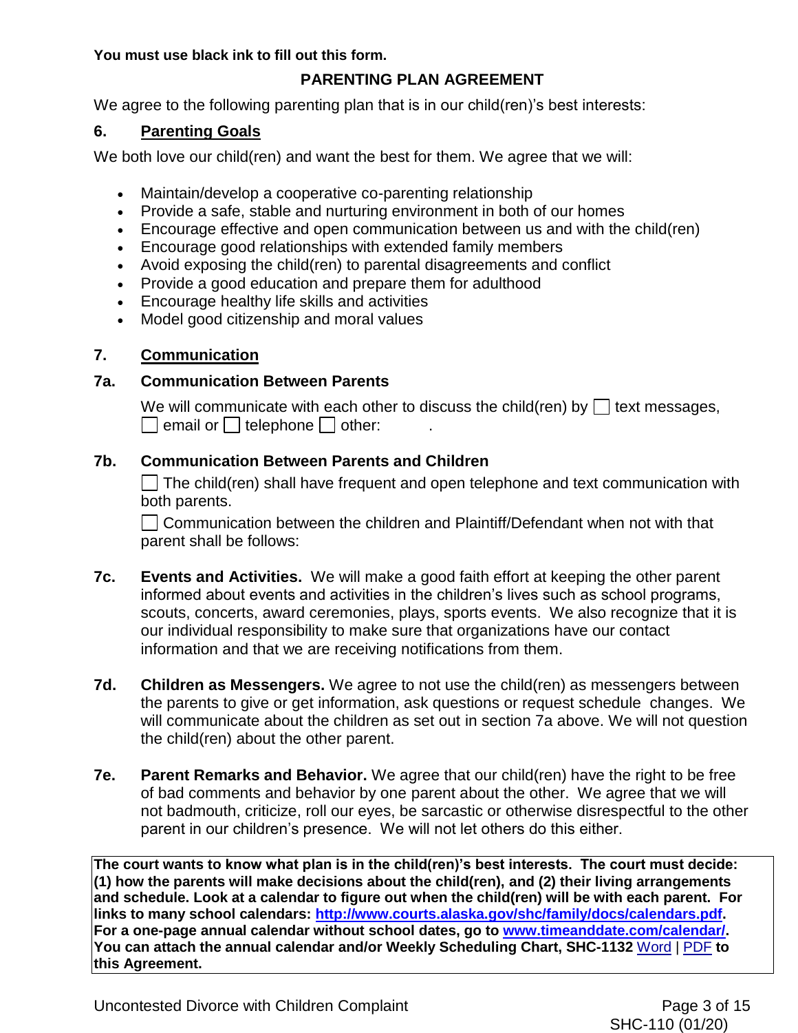**You must use black ink to fill out this form.**

## PARENTING PLAN AGREEMENT

We agree to the following parenting plan that is in our child(ren)'s best interests:

### 6. Parenting Goals

We both love our child(ren) and want the best for them. We agree that we will:

- Maintain/develop a cooperative co-parenting relationship
- Provide a safe, stable and nurturing environment in both of our homes
- Encourage effective and open communication between us and with the child(ren)
- Encourage good relationships with extended family members
- Avoid exposing the child(ren) to parental disagreements and conflict
- Provide a good education and prepare them for adulthood
- Encourage healthy life skills and activities
- Model good citizenship and moral values

### 7. Communication

#### 7a. Communication Between Parents

We will communicate with each other to discuss the child(ren) by ☐ text messages, ☐ email or ☐ telephone ☐ other: .

#### 7b. Communication Between Parents and Children

☐ The child(ren) shall have frequent and open telephone and text communication with both parents.

☐ Communication between the children and Plaintiff/Defendant when not with that parent shall be follows:

**7c. Events and Activities.** We will make a good faith effort at keeping the other parent informed about events and activities in the children's lives such as school programs, scouts, concerts, award ceremonies, plays, sports events. We also recognize that it is our individual responsibility to make sure that organizations have our contact information and that we are receiving notifications from them.

**7d. Children as Messengers.** We agree to not use the child(ren) as messengers between the parents to give or get information, ask questions or request schedule changes. We will communicate about the children as set out in section 7a above. We will not question the child(ren) about the other parent.

**7e. Parent Remarks and Behavior.** We agree that our child(ren) have the right to be free of bad comments and behavior by one parent about the other. We agree that we will not badmouth, criticize, roll our eyes, be sarcastic or otherwise disrespectful to the other parent in our children's presence. We will not let others do this either.

**The court wants to know what plan is in the child(ren)'s best interests. The court must decide: (1) how the parents will make decisions about the child(ren), and (2) their living arrangements and schedule. Look at a calendar to figure out when the child(ren) will be with each parent. For links to many school calendars: http://www.courts.alaska.gov/shc/family/docs/calendars.pdf. For a one-page annual calendar without school dates, go to www.timeanddate.com/calendar/. You can attach the annual calendar and/or Weekly Scheduling Chart, SHC-1132** Word | PDF **to this Agreement.**

Uncontested Divorce with Children Complaint

SHC-110 (01/20)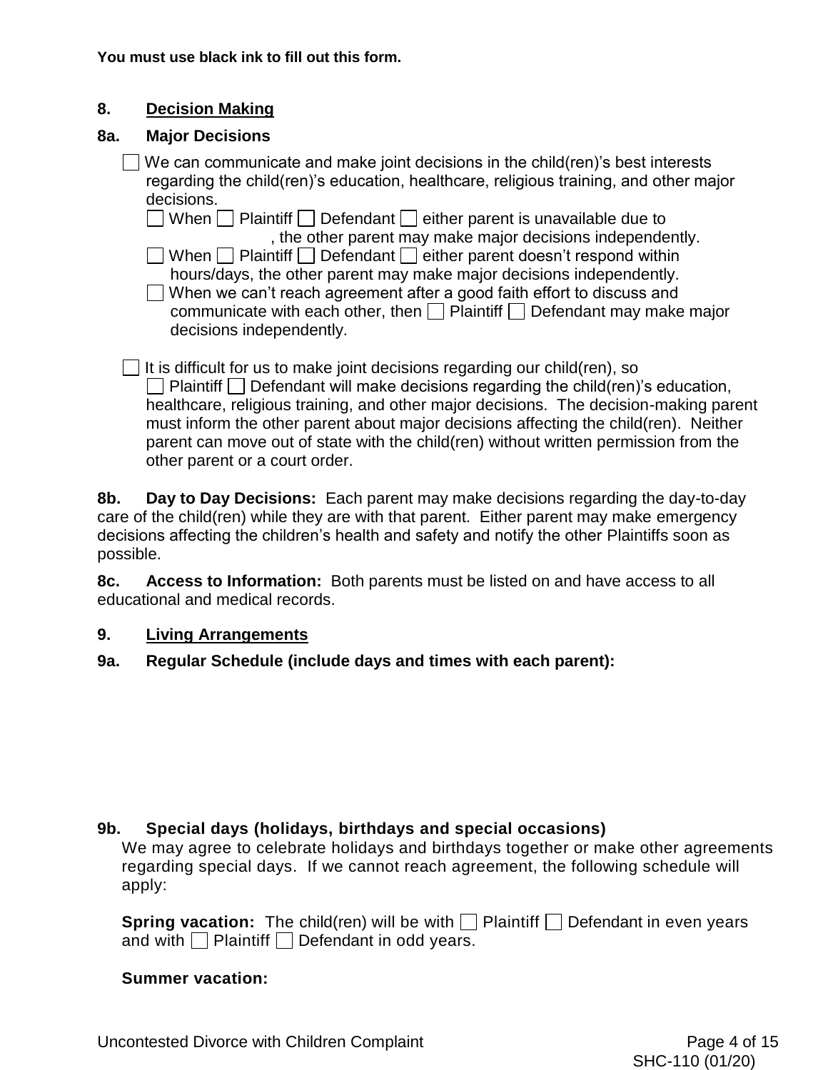**You must use black ink to fill out this form.**

**8. Decision Making**

**8a. Major Decisions**

☐ We can communicate and make joint decisions in the child(ren)'s best interests regarding the child(ren)'s education, healthcare, religious training, and other major decisions.

- ☐ When ☐ Plaintiff ☐ Defendant ☐ either parent is unavailable due to \_\_\_\_\_\_\_\_\_\_\_\_\_\_\_\_, the other parent may make major decisions independently.
- ☐ When ☐ Plaintiff ☐ Defendant ☐ either parent doesn't respond within \_\_\_\_\_\_ hours/days, the other parent may make major decisions independently.
- ☐ When we can't reach agreement after a good faith effort to discuss and communicate with each other, then ☐ Plaintiff ☐ Defendant may make major decisions independently.

☐ It is difficult for us to make joint decisions regarding our child(ren), so ☐ Plaintiff ☐ Defendant will make decisions regarding the child(ren)'s education, healthcare, religious training, and other major decisions. The decision-making parent must inform the other parent about major decisions affecting the child(ren). Neither parent can move out of state with the child(ren) without written permission from the other parent or a court order.

**8b. Day to Day Decisions:** Each parent may make decisions regarding the day-to-day care of the child(ren) while they are with that parent. Either parent may make emergency decisions affecting the children's health and safety and notify the other Plaintiffs soon as possible.

**8c. Access to Information:** Both parents must be listed on and have access to all educational and medical records.

**9. Living Arrangements**

**9a. Regular Schedule (include days and times with each parent):**

**9b. Special days (holidays, birthdays and special occasions)**

We may agree to celebrate holidays and birthdays together or make other agreements regarding special days. If we cannot reach agreement, the following schedule will apply:

**Spring vacation:** The child(ren) will be with ☐ Plaintiff ☐ Defendant in even years and with ☐ Plaintiff ☐ Defendant in odd years.

**Summer vacation:**

Uncontested Divorce with Children Complaint

SHC-110 (01/20)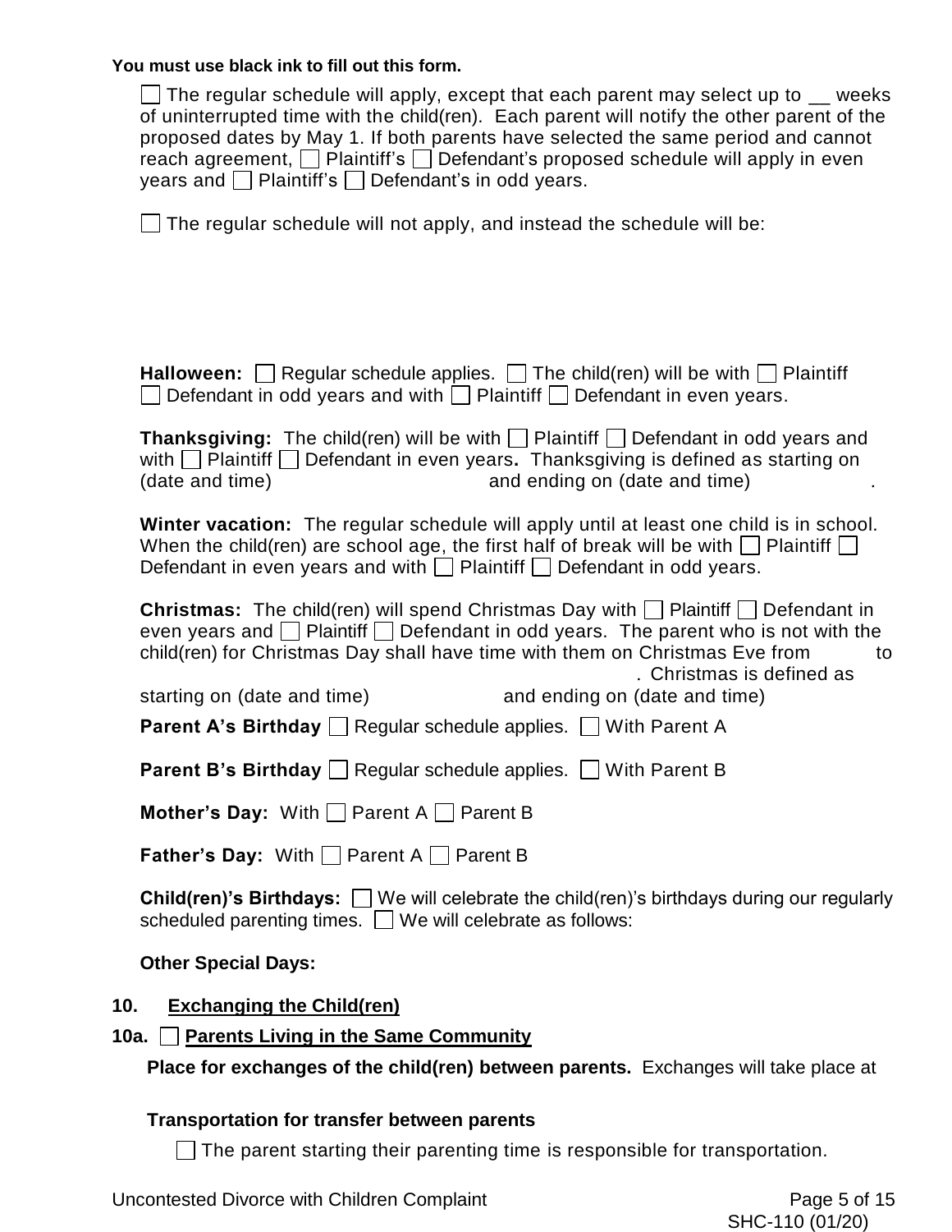**You must use black ink to fill out this form.**

☐ The regular schedule will apply, except that each parent may select up to __ weeks of uninterrupted time with the child(ren). Each parent will notify the other parent of the proposed dates by May 1. If both parents have selected the same period and cannot reach agreement, ☐ Plaintiff's ☐ Defendant's proposed schedule will apply in even years and ☐ Plaintiff's ☐ Defendant's in odd years.

☐ The regular schedule will not apply, and instead the schedule will be:

**Halloween:** ☐ Regular schedule applies. ☐ The child(ren) will be with ☐ Plaintiff ☐ Defendant in odd years and with ☐ Plaintiff ☐ Defendant in even years.

**Thanksgiving:** The child(ren) will be with ☐ Plaintiff ☐ Defendant in odd years and with ☐ Plaintiff ☐ Defendant in even years**.** Thanksgiving is defined as starting on (date and time) and ending on (date and time) .

**Winter vacation:** The regular schedule will apply until at least one child is in school. When the child(ren) are school age, the first half of break will be with ☐ Plaintiff ☐ Defendant in even years and with ☐ Plaintiff ☐ Defendant in odd years.

**Christmas:** The child(ren) will spend Christmas Day with ☐ Plaintiff ☐ Defendant in even years and ☐ Plaintiff ☐ Defendant in odd years. The parent who is not with the child(ren) for Christmas Day shall have time with them on Christmas Eve from to . Christmas is defined as starting on (date and time) and ending on (date and time)

**Parent A's Birthday** ☐ Regular schedule applies. ☐ With Parent A

**Parent B's Birthday** ☐ Regular schedule applies. ☐ With Parent B

**Mother's Day:** With ☐ Parent A ☐ Parent B

**Father's Day:** With ☐ Parent A ☐ Parent B

**Child(ren)'s Birthdays:** ☐ We will celebrate the child(ren)'s birthdays during our regularly scheduled parenting times. ☐ We will celebrate as follows:

**Other Special Days:**

## 10. Exchanging the Child(ren)

### 10a. ☐ Parents Living in the Same Community

**Place for exchanges of the child(ren) between parents.** Exchanges will take place at

**Transportation for transfer between parents**

☐ The parent starting their parenting time is responsible for transportation.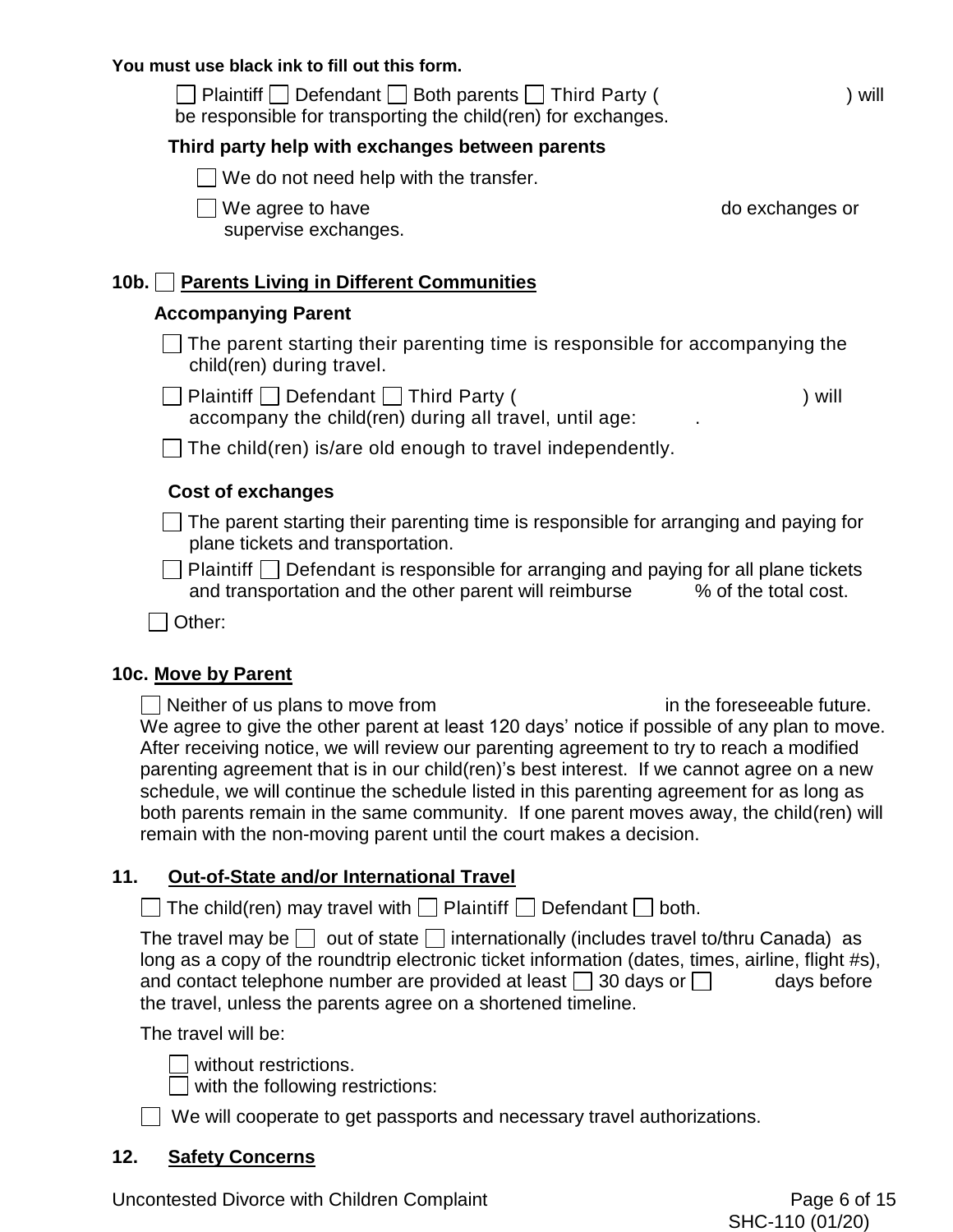**You must use black ink to fill out this form.**

☐ Plaintiff ☐ Defendant ☐ Both parents ☐ Third Party ( ) will be responsible for transporting the child(ren) for exchanges.

**Third party help with exchanges between parents**

☐ We do not need help with the transfer.

☐ We agree to have do exchanges or supervise exchanges.

**10b.** ☐ **Parents Living in Different Communities**

**Accompanying Parent**

☐ The parent starting their parenting time is responsible for accompanying the child(ren) during travel.

☐ Plaintiff ☐ Defendant ☐ Third Party ( ) will accompany the child(ren) during all travel, until age: .

☐ The child(ren) is/are old enough to travel independently.

**Cost of exchanges**

☐ The parent starting their parenting time is responsible for arranging and paying for plane tickets and transportation.

☐ Plaintiff ☐ Defendant is responsible for arranging and paying for all plane tickets and transportation and the other parent will reimburse % of the total cost.

☐ Other:

**10c. Move by Parent**

☐ Neither of us plans to move from in the foreseeable future. We agree to give the other parent at least 120 days' notice if possible of any plan to move. After receiving notice, we will review our parenting agreement to try to reach a modified parenting agreement that is in our child(ren)'s best interest. If we cannot agree on a new schedule, we will continue the schedule listed in this parenting agreement for as long as both parents remain in the same community. If one parent moves away, the child(ren) will remain with the non-moving parent until the court makes a decision.

**11. Out-of-State and/or International Travel**

☐ The child(ren) may travel with ☐ Plaintiff ☐ Defendant ☐ both.

The travel may be ☐ out of state ☐ internationally (includes travel to/thru Canada) as long as a copy of the roundtrip electronic ticket information (dates, times, airline, flight #s), and contact telephone number are provided at least ☐ 30 days or ☐ days before the travel, unless the parents agree on a shortened timeline.

The travel will be:

☐ without restrictions.
☐ with the following restrictions:

☐ We will cooperate to get passports and necessary travel authorizations.

**12. Safety Concerns**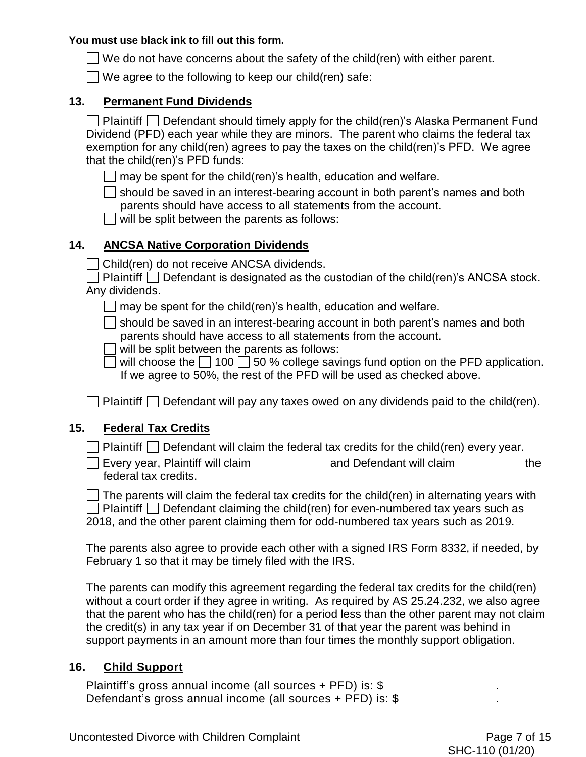**You must use black ink to fill out this form.**

☐ We do not have concerns about the safety of the child(ren) with either parent.

☐ We agree to the following to keep our child(ren) safe:

## 13. Permanent Fund Dividends

☐ Plaintiff ☐ Defendant should timely apply for the child(ren)'s Alaska Permanent Fund Dividend (PFD) each year while they are minors. The parent who claims the federal tax exemption for any child(ren) agrees to pay the taxes on the child(ren)'s PFD. We agree that the child(ren)'s PFD funds:

☐ may be spent for the child(ren)'s health, education and welfare.

☐ should be saved in an interest-bearing account in both parent's names and both parents should have access to all statements from the account.

☐ will be split between the parents as follows:

## 14. ANCSA Native Corporation Dividends

☐ Child(ren) do not receive ANCSA dividends.

☐ Plaintiff ☐ Defendant is designated as the custodian of the child(ren)'s ANCSA stock. Any dividends.

☐ may be spent for the child(ren)'s health, education and welfare.

☐ should be saved in an interest-bearing account in both parent's names and both parents should have access to all statements from the account.

☐ will be split between the parents as follows:

☐ will choose the ☐ 100 ☐ 50 % college savings fund option on the PFD application. If we agree to 50%, the rest of the PFD will be used as checked above.

☐ Plaintiff ☐ Defendant will pay any taxes owed on any dividends paid to the child(ren).

## 15. Federal Tax Credits

☐ Plaintiff ☐ Defendant will claim the federal tax credits for the child(ren) every year.

☐ Every year, Plaintiff will claim ____________ and Defendant will claim ____________ the federal tax credits.

☐ The parents will claim the federal tax credits for the child(ren) in alternating years with ☐ Plaintiff ☐ Defendant claiming the child(ren) for even-numbered tax years such as 2018, and the other parent claiming them for odd-numbered tax years such as 2019.

The parents also agree to provide each other with a signed IRS Form 8332, if needed, by February 1 so that it may be timely filed with the IRS.

The parents can modify this agreement regarding the federal tax credits for the child(ren) without a court order if they agree in writing. As required by AS 25.24.232, we also agree that the parent who has the child(ren) for a period less than the other parent may not claim the credit(s) in any tax year if on December 31 of that year the parent was behind in support payments in an amount more than four times the monthly support obligation.

## 16. Child Support

Plaintiff's gross annual income (all sources + PFD) is: $ ____________.

Defendant's gross annual income (all sources + PFD) is: $ ____________.

Uncontested Divorce with Children Complaint

SHC-110 (01/20)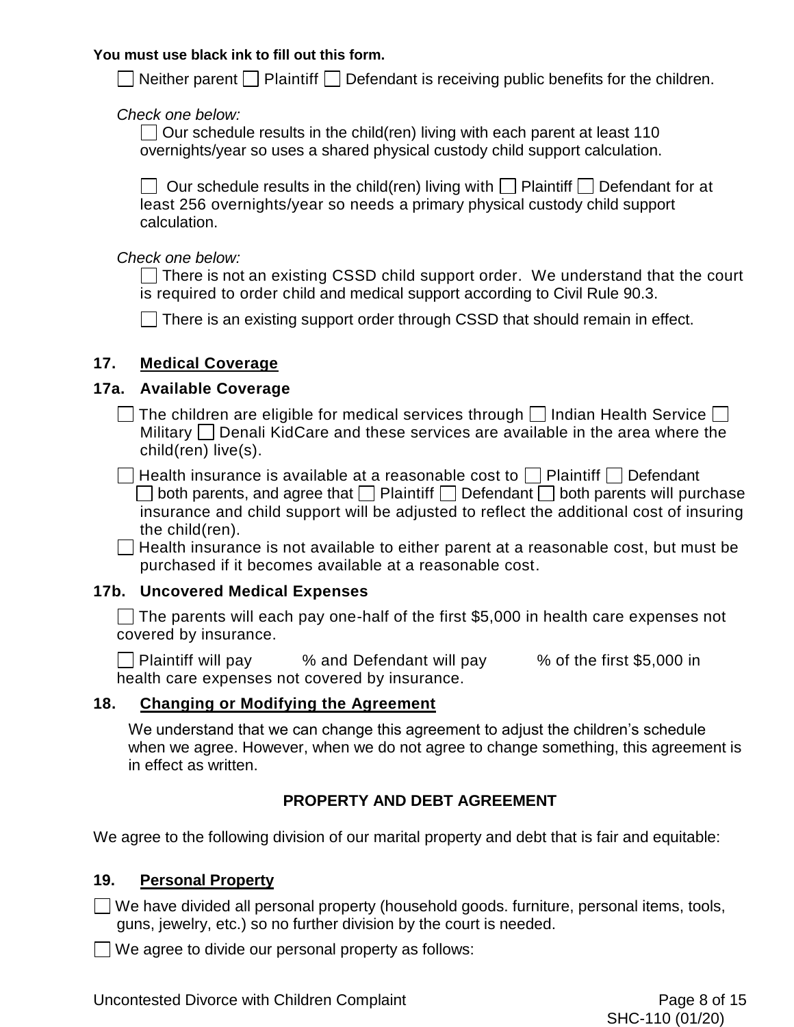**You must use black ink to fill out this form.**

☐ Neither parent ☐ Plaintiff ☐ Defendant is receiving public benefits for the children.

*Check one below:*

☐ Our schedule results in the child(ren) living with each parent at least 110 overnights/year so uses a shared physical custody child support calculation.

☐ Our schedule results in the child(ren) living with ☐ Plaintiff ☐ Defendant for at least 256 overnights/year so needs a primary physical custody child support calculation.

*Check one below:*

☐ There is not an existing CSSD child support order. We understand that the court is required to order child and medical support according to Civil Rule 90.3.

☐ There is an existing support order through CSSD that should remain in effect.

## 17. Medical Coverage

### 17a. Available Coverage

☐ The children are eligible for medical services through ☐ Indian Health Service ☐ Military ☐ Denali KidCare and these services are available in the area where the child(ren) live(s).

☐ Health insurance is available at a reasonable cost to ☐ Plaintiff ☐ Defendant ☐ both parents, and agree that ☐ Plaintiff ☐ Defendant ☐ both parents will purchase insurance and child support will be adjusted to reflect the additional cost of insuring the child(ren).

☐ Health insurance is not available to either parent at a reasonable cost, but must be purchased if it becomes available at a reasonable cost.

### 17b. Uncovered Medical Expenses

☐ The parents will each pay one-half of the first $5,000 in health care expenses not covered by insurance.

☐ Plaintiff will pay ______ % and Defendant will pay ______ % of the first $5,000 in health care expenses not covered by insurance.

## 18. Changing or Modifying the Agreement

We understand that we can change this agreement to adjust the children's schedule when we agree. However, when we do not agree to change something, this agreement is in effect as written.

## PROPERTY AND DEBT AGREEMENT

We agree to the following division of our marital property and debt that is fair and equitable:

## 19. Personal Property

☐ We have divided all personal property (household goods. furniture, personal items, tools, guns, jewelry, etc.) so no further division by the court is needed.

☐ We agree to divide our personal property as follows: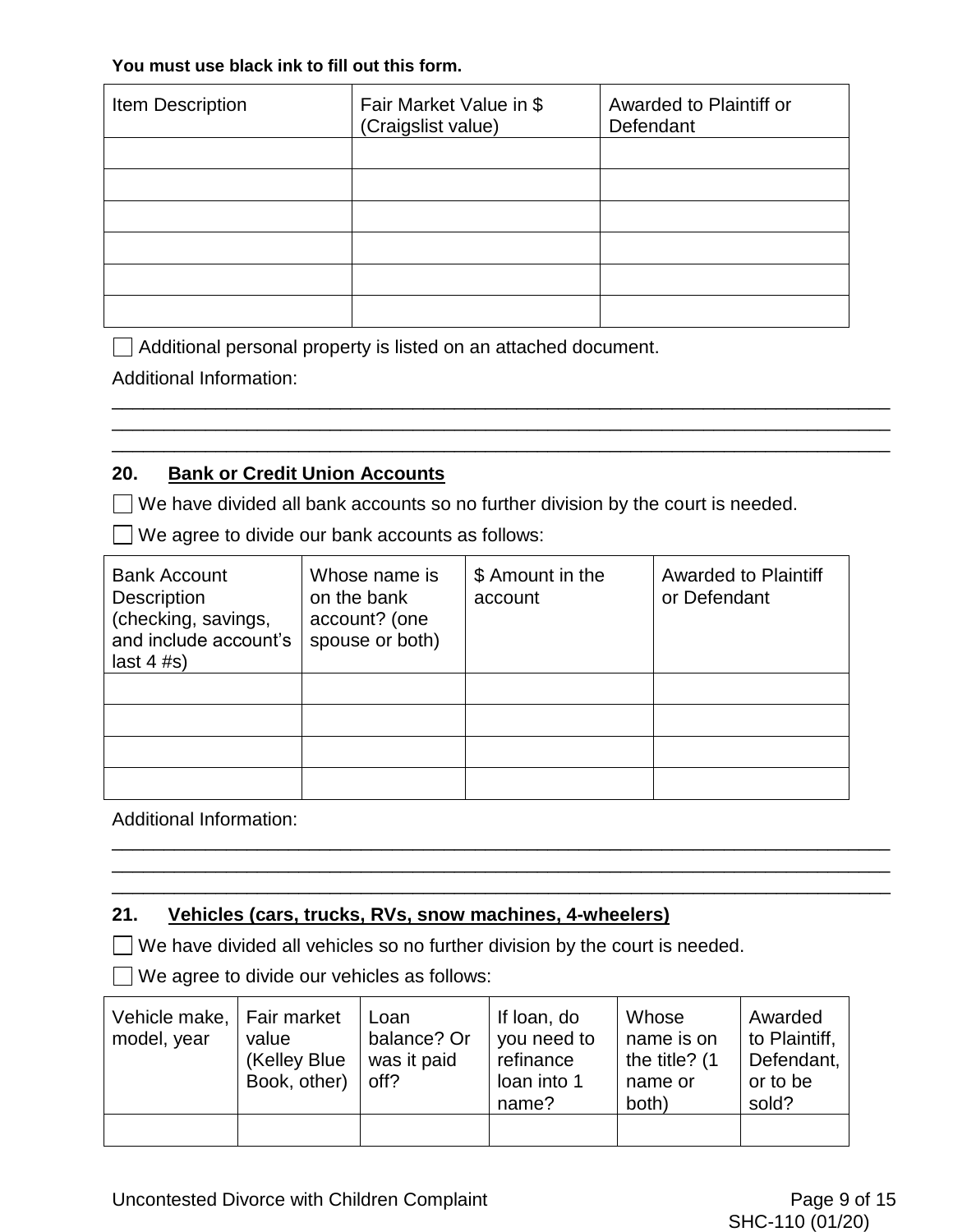**You must use black ink to fill out this form.**

| Item Description | Fair Market Value in $ (Craigslist value) | Awarded to Plaintiff or Defendant |
|---|---|---|
| | | |
| | | |
| | | |
| | | |
| | | |
| | | |

☐ Additional personal property is listed on an attached document.

Additional Information:

\_\_\_\_\_\_\_\_\_\_\_\_\_\_\_\_\_\_\_\_\_\_\_\_\_\_\_\_\_\_\_\_\_\_\_\_\_\_\_\_\_\_\_\_\_\_\_\_\_\_\_\_\_\_\_\_\_\_\_\_\_\_\_\_\_\_\_\_\_\_\_\_

\_\_\_\_\_\_\_\_\_\_\_\_\_\_\_\_\_\_\_\_\_\_\_\_\_\_\_\_\_\_\_\_\_\_\_\_\_\_\_\_\_\_\_\_\_\_\_\_\_\_\_\_\_\_\_\_\_\_\_\_\_\_\_\_\_\_\_\_\_\_\_\_

\_\_\_\_\_\_\_\_\_\_\_\_\_\_\_\_\_\_\_\_\_\_\_\_\_\_\_\_\_\_\_\_\_\_\_\_\_\_\_\_\_\_\_\_\_\_\_\_\_\_\_\_\_\_\_\_\_\_\_\_\_\_\_\_\_\_\_\_\_\_\_\_

## 20. Bank or Credit Union Accounts

☐ We have divided all bank accounts so no further division by the court is needed.

☐ We agree to divide our bank accounts as follows:

| Bank Account Description (checking, savings, and include account's last 4 #s) | Whose name is on the bank account? (one spouse or both) | $ Amount in the account | Awarded to Plaintiff or Defendant |
|---|---|---|---|
| | | | |
| | | | |
| | | | |
| | | | |

Additional Information:

\_\_\_\_\_\_\_\_\_\_\_\_\_\_\_\_\_\_\_\_\_\_\_\_\_\_\_\_\_\_\_\_\_\_\_\_\_\_\_\_\_\_\_\_\_\_\_\_\_\_\_\_\_\_\_\_\_\_\_\_\_\_\_\_\_\_\_\_\_\_\_\_

\_\_\_\_\_\_\_\_\_\_\_\_\_\_\_\_\_\_\_\_\_\_\_\_\_\_\_\_\_\_\_\_\_\_\_\_\_\_\_\_\_\_\_\_\_\_\_\_\_\_\_\_\_\_\_\_\_\_\_\_\_\_\_\_\_\_\_\_\_\_\_\_

\_\_\_\_\_\_\_\_\_\_\_\_\_\_\_\_\_\_\_\_\_\_\_\_\_\_\_\_\_\_\_\_\_\_\_\_\_\_\_\_\_\_\_\_\_\_\_\_\_\_\_\_\_\_\_\_\_\_\_\_\_\_\_\_\_\_\_\_\_\_\_\_

## 21. Vehicles (cars, trucks, RVs, snow machines, 4-wheelers)

☐ We have divided all vehicles so no further division by the court is needed.

☐ We agree to divide our vehicles as follows:

| Vehicle make, model, year | Fair market value (Kelley Blue Book, other) | Loan balance? Or was it paid off? | If loan, do you need to refinance loan into 1 name? | Whose name is on the title? (1 name or both) | Awarded to Plaintiff, Defendant, or to be sold? |
|---|---|---|---|---|---|
| | | | | | |

Uncontested Divorce with Children Complaint

SHC-110 (01/20)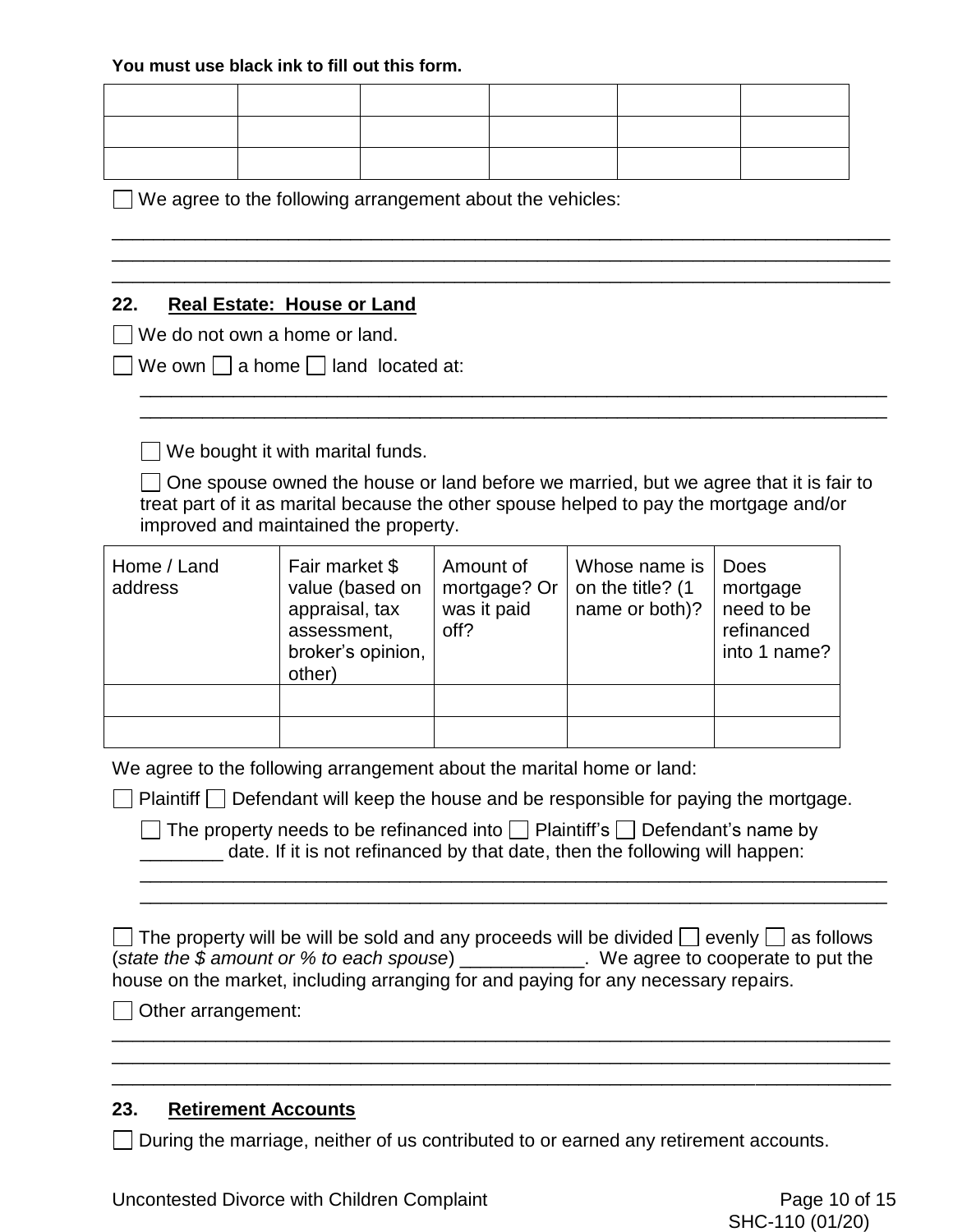**You must use black ink to fill out this form.**

| | | | | | |
|---|---|---|---|---|---|
| | | | | | |
| | | | | | |
| | | | | | |

☐ We agree to the following arrangement about the vehicles:

\_\_\_\_\_\_\_\_\_\_\_\_\_\_\_\_\_\_\_\_\_\_\_\_\_\_\_\_\_\_\_\_\_\_\_\_\_\_\_\_\_\_\_\_\_\_\_\_\_\_\_\_\_\_\_\_\_\_\_\_\_\_\_\_\_\_\_\_\_\_\_\_\_\_\_\_
\_\_\_\_\_\_\_\_\_\_\_\_\_\_\_\_\_\_\_\_\_\_\_\_\_\_\_\_\_\_\_\_\_\_\_\_\_\_\_\_\_\_\_\_\_\_\_\_\_\_\_\_\_\_\_\_\_\_\_\_\_\_\_\_\_\_\_\_\_\_\_\_\_\_\_\_
\_\_\_\_\_\_\_\_\_\_\_\_\_\_\_\_\_\_\_\_\_\_\_\_\_\_\_\_\_\_\_\_\_\_\_\_\_\_\_\_\_\_\_\_\_\_\_\_\_\_\_\_\_\_\_\_\_\_\_\_\_\_\_\_\_\_\_\_\_\_\_\_\_\_\_\_

## 22. Real Estate: House or Land

☐ We do not own a home or land.

☐ We own ☐ a home ☐ land located at:

\_\_\_\_\_\_\_\_\_\_\_\_\_\_\_\_\_\_\_\_\_\_\_\_\_\_\_\_\_\_\_\_\_\_\_\_\_\_\_\_\_\_\_\_\_\_\_\_\_\_\_\_\_\_\_\_\_\_\_\_\_\_\_\_\_\_\_\_\_\_\_\_\_\_\_\_
\_\_\_\_\_\_\_\_\_\_\_\_\_\_\_\_\_\_\_\_\_\_\_\_\_\_\_\_\_\_\_\_\_\_\_\_\_\_\_\_\_\_\_\_\_\_\_\_\_\_\_\_\_\_\_\_\_\_\_\_\_\_\_\_\_\_\_\_\_\_\_\_\_\_\_\_

☐ We bought it with marital funds.

☐ One spouse owned the house or land before we married, but we agree that it is fair to treat part of it as marital because the other spouse helped to pay the mortgage and/or improved and maintained the property.

| Home / Land address | Fair market $ value (based on appraisal, tax assessment, broker's opinion, other) | Amount of mortgage? Or was it paid off? | Whose name is on the title? (1 name or both)? | Does mortgage need to be refinanced into 1 name? |
|---|---|---|---|---|
| | | | | |
| | | | | |

We agree to the following arrangement about the marital home or land:

☐ Plaintiff ☐ Defendant will keep the house and be responsible for paying the mortgage.

☐ The property needs to be refinanced into ☐ Plaintiff's ☐ Defendant's name by \_\_\_\_\_\_\_\_ date. If it is not refinanced by that date, then the following will happen:

\_\_\_\_\_\_\_\_\_\_\_\_\_\_\_\_\_\_\_\_\_\_\_\_\_\_\_\_\_\_\_\_\_\_\_\_\_\_\_\_\_\_\_\_\_\_\_\_\_\_\_\_\_\_\_\_\_\_\_\_\_\_\_\_\_\_\_\_\_\_\_\_\_\_\_\_
\_\_\_\_\_\_\_\_\_\_\_\_\_\_\_\_\_\_\_\_\_\_\_\_\_\_\_\_\_\_\_\_\_\_\_\_\_\_\_\_\_\_\_\_\_\_\_\_\_\_\_\_\_\_\_\_\_\_\_\_\_\_\_\_\_\_\_\_\_\_\_\_\_\_\_\_

☐ The property will be will be sold and any proceeds will be divided ☐ evenly ☐ as follows (*state the $ amount or % to each spouse*) \_\_\_\_\_\_\_\_\_\_\_\_. We agree to cooperate to put the house on the market, including arranging for and paying for any necessary repairs.

☐ Other arrangement:

\_\_\_\_\_\_\_\_\_\_\_\_\_\_\_\_\_\_\_\_\_\_\_\_\_\_\_\_\_\_\_\_\_\_\_\_\_\_\_\_\_\_\_\_\_\_\_\_\_\_\_\_\_\_\_\_\_\_\_\_\_\_\_\_\_\_\_\_\_\_\_\_\_\_\_\_
\_\_\_\_\_\_\_\_\_\_\_\_\_\_\_\_\_\_\_\_\_\_\_\_\_\_\_\_\_\_\_\_\_\_\_\_\_\_\_\_\_\_\_\_\_\_\_\_\_\_\_\_\_\_\_\_\_\_\_\_\_\_\_\_\_\_\_\_\_\_\_\_\_\_\_\_
\_\_\_\_\_\_\_\_\_\_\_\_\_\_\_\_\_\_\_\_\_\_\_\_\_\_\_\_\_\_\_\_\_\_\_\_\_\_\_\_\_\_\_\_\_\_\_\_\_\_\_\_\_\_\_\_\_\_\_\_\_\_\_\_\_\_\_\_\_\_\_\_\_\_\_\_

## 23. Retirement Accounts

☐ During the marriage, neither of us contributed to or earned any retirement accounts.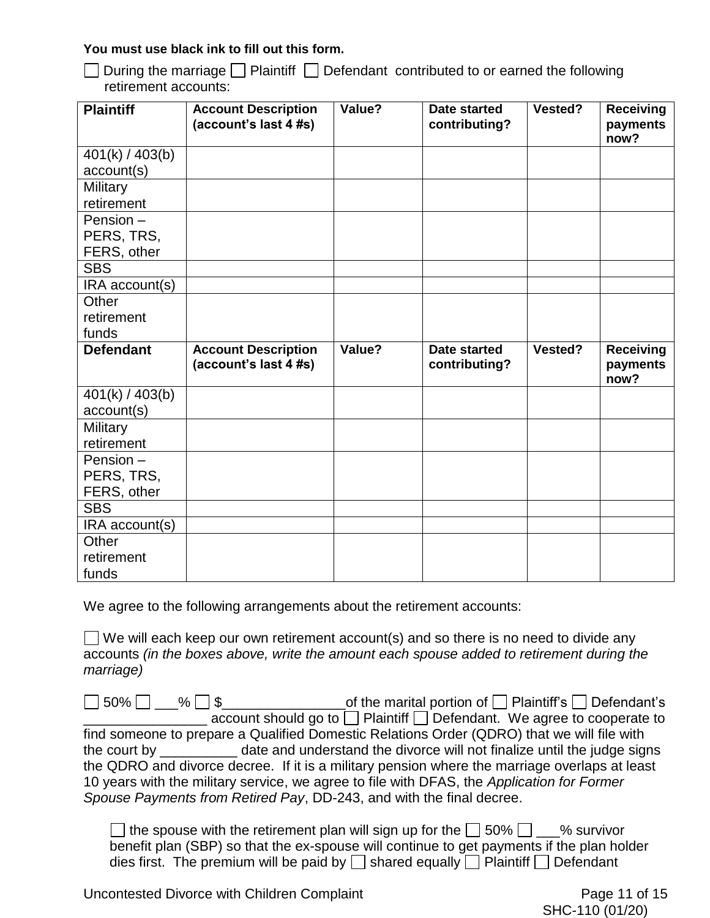**You must use black ink to fill out this form.**

☐ During the marriage ☐ Plaintiff ☐ Defendant contributed to or earned the following retirement accounts:

| **Plaintiff** | **Account Description (account's last 4 #s)** | **Value?** | **Date started contributing?** | **Vested?** | **Receiving payments now?** |
|---|---|---|---|---|---|
| 401(k) / 403(b) account(s) | | | | | |
| Military retirement | | | | | |
| Pension – PERS, TRS, FERS, other | | | | | |
| SBS | | | | | |
| IRA account(s) | | | | | |
| Other retirement funds | | | | | |
| **Defendant** | **Account Description (account's last 4 #s)** | **Value?** | **Date started contributing?** | **Vested?** | **Receiving payments now?** |
| 401(k) / 403(b) account(s) | | | | | |
| Military retirement | | | | | |
| Pension – PERS, TRS, FERS, other | | | | | |
| SBS | | | | | |
| IRA account(s) | | | | | |
| Other retirement funds | | | | | |

We agree to the following arrangements about the retirement accounts:

☐ We will each keep our own retirement account(s) and so there is no need to divide any accounts *(in the boxes above, write the amount each spouse added to retirement during the marriage)*

☐ 50% ☐ ___% ☐ $________________of the marital portion of ☐ Plaintiff's ☐ Defendant's ________________ account should go to ☐ Plaintiff ☐ Defendant. We agree to cooperate to find someone to prepare a Qualified Domestic Relations Order (QDRO) that we will file with the court by __________ date and understand the divorce will not finalize until the judge signs the QDRO and divorce decree. If it is a military pension where the marriage overlaps at least 10 years with the military service, we agree to file with DFAS, the *Application for Former Spouse Payments from Retired Pay*, DD-243, and with the final decree.

☐ the spouse with the retirement plan will sign up for the ☐ 50% ☐ ___% survivor benefit plan (SBP) so that the ex-spouse will continue to get payments if the plan holder dies first. The premium will be paid by ☐ shared equally ☐ Plaintiff ☐ Defendant

Uncontested Divorce with Children Complaint

SHC-110 (01/20)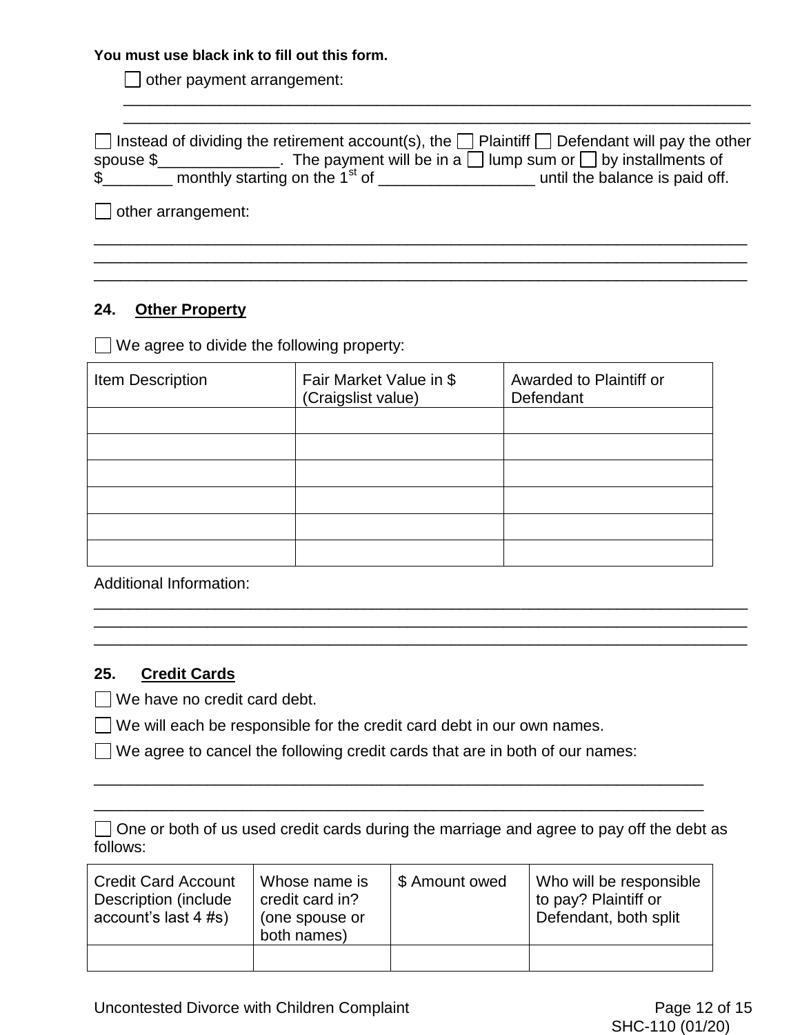**You must use black ink to fill out this form.**

☐ other payment arrangement:

______________________________________________________________________________
______________________________________________________________________________

☐ Instead of dividing the retirement account(s), the ☐ Plaintiff ☐ Defendant will pay the other spouse $______________. The payment will be in a ☐ lump sum or ☐ by installments of $________ monthly starting on the 1st of __________________ until the balance is paid off.

☐ other arrangement:

______________________________________________________________________________
______________________________________________________________________________
______________________________________________________________________________

## 24. Other Property

☐ We agree to divide the following property:

| Item Description | Fair Market Value in $ (Craigslist value) | Awarded to Plaintiff or Defendant |
|---|---|---|
| | | |
| | | |
| | | |
| | | |
| | | |
| | | |

Additional Information:

______________________________________________________________________________
______________________________________________________________________________
______________________________________________________________________________

## 25. Credit Cards

☐ We have no credit card debt.

☐ We will each be responsible for the credit card debt in our own names.

☐ We agree to cancel the following credit cards that are in both of our names:

__________________________________________________________________________
__________________________________________________________________________

☐ One or both of us used credit cards during the marriage and agree to pay off the debt as follows:

| Credit Card Account Description (include account's last 4 #s) | Whose name is credit card in? (one spouse or both names) | $ Amount owed | Who will be responsible to pay? Plaintiff or Defendant, both split |
|---|---|---|---|
| | | | |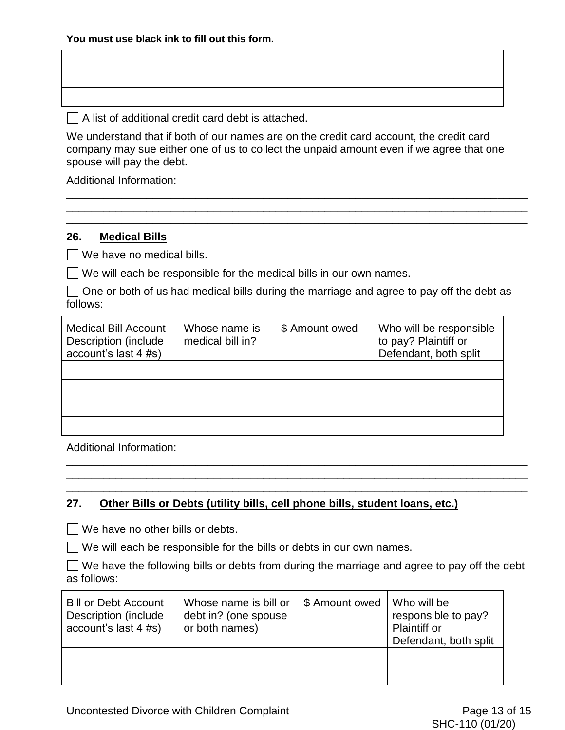**You must use black ink to fill out this form.**

| | | | |
|---|---|---|---|
| | | | |
| | | | |
| | | | |

☐ A list of additional credit card debt is attached.

We understand that if both of our names are on the credit card account, the credit card company may sue either one of us to collect the unpaid amount even if we agree that one spouse will pay the debt.

Additional Information:

______________________________________________________________________________
______________________________________________________________________________
______________________________________________________________________________

## 26. Medical Bills

☐ We have no medical bills.

☐ We will each be responsible for the medical bills in our own names.

☐ One or both of us had medical bills during the marriage and agree to pay off the debt as follows:

| Medical Bill Account Description (include account's last 4 #s) | Whose name is medical bill in? | $ Amount owed | Who will be responsible to pay? Plaintiff or Defendant, both split |
|---|---|---|---|
| | | | |
| | | | |
| | | | |
| | | | |

Additional Information:

______________________________________________________________________________
______________________________________________________________________________
______________________________________________________________________________

## 27. Other Bills or Debts (utility bills, cell phone bills, student loans, etc.)

☐ We have no other bills or debts.

☐ We will each be responsible for the bills or debts in our own names.

☐ We have the following bills or debts from during the marriage and agree to pay off the debt as follows:

| Bill or Debt Account Description (include account's last 4 #s) | Whose name is bill or debt in? (one spouse or both names) | $ Amount owed | Who will be responsible to pay? Plaintiff or Defendant, both split |
|---|---|---|---|
| | | | |
| | | | |

Uncontested Divorce with Children Complaint

SHC-110 (01/20)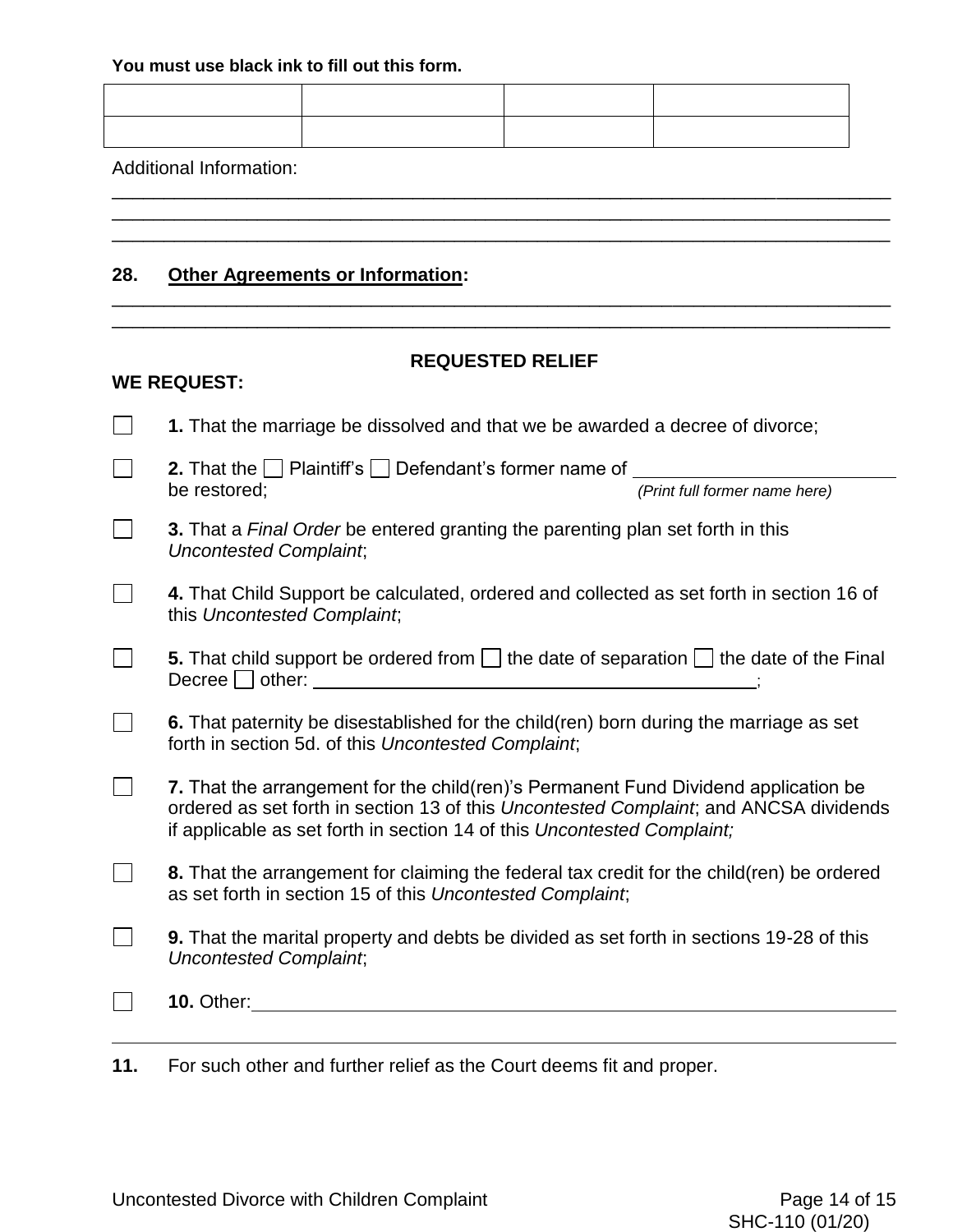**You must use black ink to fill out this form.**

| | | | |
|---|---|---|---|
| | | | |
| | | | |

Additional Information:

\_\_\_\_\_\_\_\_\_\_\_\_\_\_\_\_\_\_\_\_\_\_\_\_\_\_\_\_\_\_\_\_\_\_\_\_\_\_\_\_\_\_\_\_\_\_\_\_\_\_\_\_\_\_\_\_\_\_\_\_\_\_\_\_\_\_\_\_\_\_\_\_\_\_
\_\_\_\_\_\_\_\_\_\_\_\_\_\_\_\_\_\_\_\_\_\_\_\_\_\_\_\_\_\_\_\_\_\_\_\_\_\_\_\_\_\_\_\_\_\_\_\_\_\_\_\_\_\_\_\_\_\_\_\_\_\_\_\_\_\_\_\_\_\_\_\_\_\_
\_\_\_\_\_\_\_\_\_\_\_\_\_\_\_\_\_\_\_\_\_\_\_\_\_\_\_\_\_\_\_\_\_\_\_\_\_\_\_\_\_\_\_\_\_\_\_\_\_\_\_\_\_\_\_\_\_\_\_\_\_\_\_\_\_\_\_\_\_\_\_\_\_\_

**28. Other Agreements or Information:**

\_\_\_\_\_\_\_\_\_\_\_\_\_\_\_\_\_\_\_\_\_\_\_\_\_\_\_\_\_\_\_\_\_\_\_\_\_\_\_\_\_\_\_\_\_\_\_\_\_\_\_\_\_\_\_\_\_\_\_\_\_\_\_\_\_\_\_\_\_\_\_\_\_\_
\_\_\_\_\_\_\_\_\_\_\_\_\_\_\_\_\_\_\_\_\_\_\_\_\_\_\_\_\_\_\_\_\_\_\_\_\_\_\_\_\_\_\_\_\_\_\_\_\_\_\_\_\_\_\_\_\_\_\_\_\_\_\_\_\_\_\_\_\_\_\_\_\_\_

## REQUESTED RELIEF

**WE REQUEST:**

☐ **1.** That the marriage be dissolved and that we be awarded a decree of divorce;

☐ **2.** That the ☐ Plaintiff's ☐ Defendant's former name of \_\_\_\_\_\_\_\_\_\_\_\_\_\_\_\_\_\_\_\_\_\_\_\_\_\_ be restored; *(Print full former name here)*

☐ **3.** That a *Final Order* be entered granting the parenting plan set forth in this *Uncontested Complaint*;

☐ **4.** That Child Support be calculated, ordered and collected as set forth in section 16 of this *Uncontested Complaint*;

☐ **5.** That child support be ordered from ☐ the date of separation ☐ the date of the Final Decree ☐ other: \_\_\_\_\_\_\_\_\_\_\_\_\_\_\_\_\_\_\_\_\_\_\_\_\_\_\_\_\_\_\_\_\_\_\_\_\_\_\_\_\_\_\_\_\_\_\_\_\_;

☐ **6.** That paternity be disestablished for the child(ren) born during the marriage as set forth in section 5d. of this *Uncontested Complaint*;

☐ **7.** That the arrangement for the child(ren)'s Permanent Fund Dividend application be ordered as set forth in section 13 of this *Uncontested Complaint*; and ANCSA dividends if applicable as set forth in section 14 of this *Uncontested Complaint;*

☐ **8.** That the arrangement for claiming the federal tax credit for the child(ren) be ordered as set forth in section 15 of this *Uncontested Complaint*;

☐ **9.** That the marital property and debts be divided as set forth in sections 19-28 of this *Uncontested Complaint*;

☐ **10.** Other:\_\_\_\_\_\_\_\_\_\_\_\_\_\_\_\_\_\_\_\_\_\_\_\_\_\_\_\_\_\_\_\_\_\_\_\_\_\_\_\_\_\_\_\_\_\_\_\_\_\_\_\_\_\_\_\_\_\_\_\_\_\_\_\_\_
\_\_\_\_\_\_\_\_\_\_\_\_\_\_\_\_\_\_\_\_\_\_\_\_\_\_\_\_\_\_\_\_\_\_\_\_\_\_\_\_\_\_\_\_\_\_\_\_\_\_\_\_\_\_\_\_\_\_\_\_\_\_\_\_\_\_\_\_\_\_\_\_\_\_

**11.** For such other and further relief as the Court deems fit and proper.

Uncontested Divorce with Children Complaint
SHC-110 (01/20)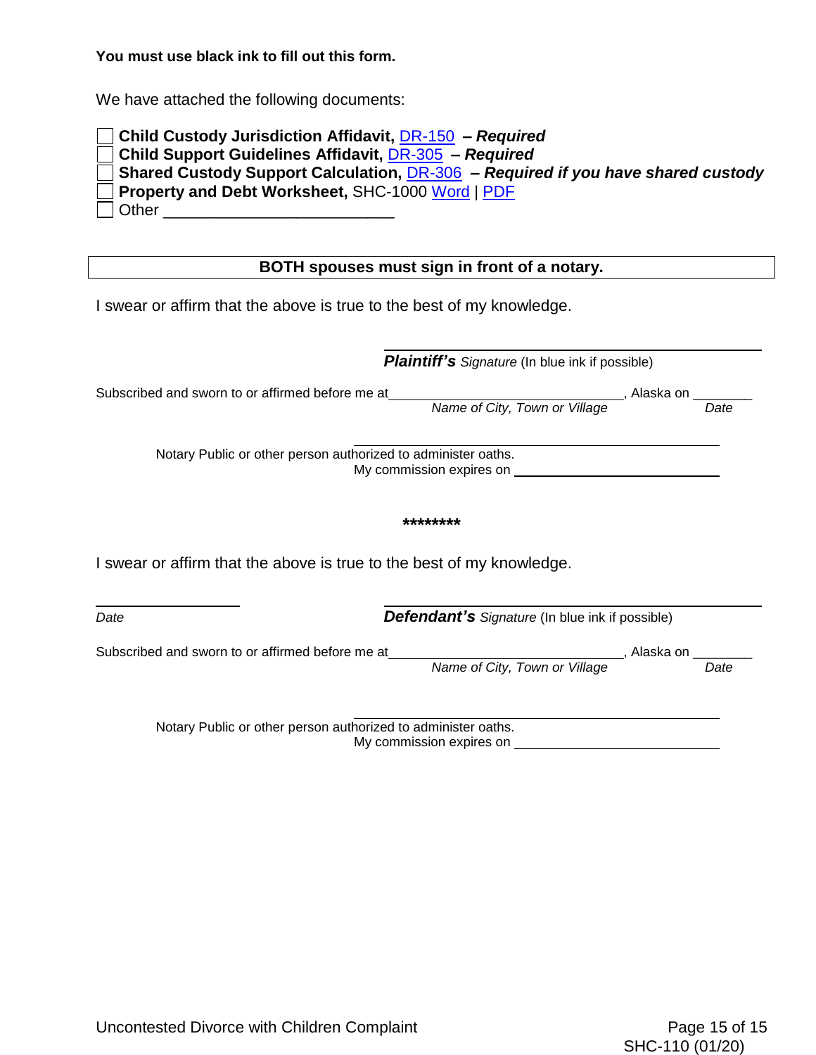**You must use black ink to fill out this form.**

We have attached the following documents:

- ☐ **Child Custody Jurisdiction Affidavit,** DR-150 **– *Required***
- ☐ **Child Support Guidelines Affidavit,** DR-305 **– *Required***
- ☐ **Shared Custody Support Calculation,** DR-306 **– *Required if you have shared custody***
- ☐ **Property and Debt Worksheet,** SHC-1000 Word | PDF
- ☐ Other ___________________________

**BOTH spouses must sign in front of a notary.**

I swear or affirm that the above is true to the best of my knowledge.

_______________________________________
***Plaintiff's*** *Signature* (In blue ink if possible)

Subscribed and sworn to or affirmed before me at _______________________________, Alaska on ________
*Name of City, Town or Village* *Date*

_______________________________________
Notary Public or other person authorized to administer oaths.
My commission expires on ___________________________

**********

I swear or affirm that the above is true to the best of my knowledge.

___________________ _______________________________________
*Date* ***Defendant's*** *Signature* (In blue ink if possible)

Subscribed and sworn to or affirmed before me at _______________________________, Alaska on ________
*Name of City, Town or Village* *Date*

_______________________________________
Notary Public or other person authorized to administer oaths.
My commission expires on ___________________________

Uncontested Divorce with Children Complaint
SHC-110 (01/20)